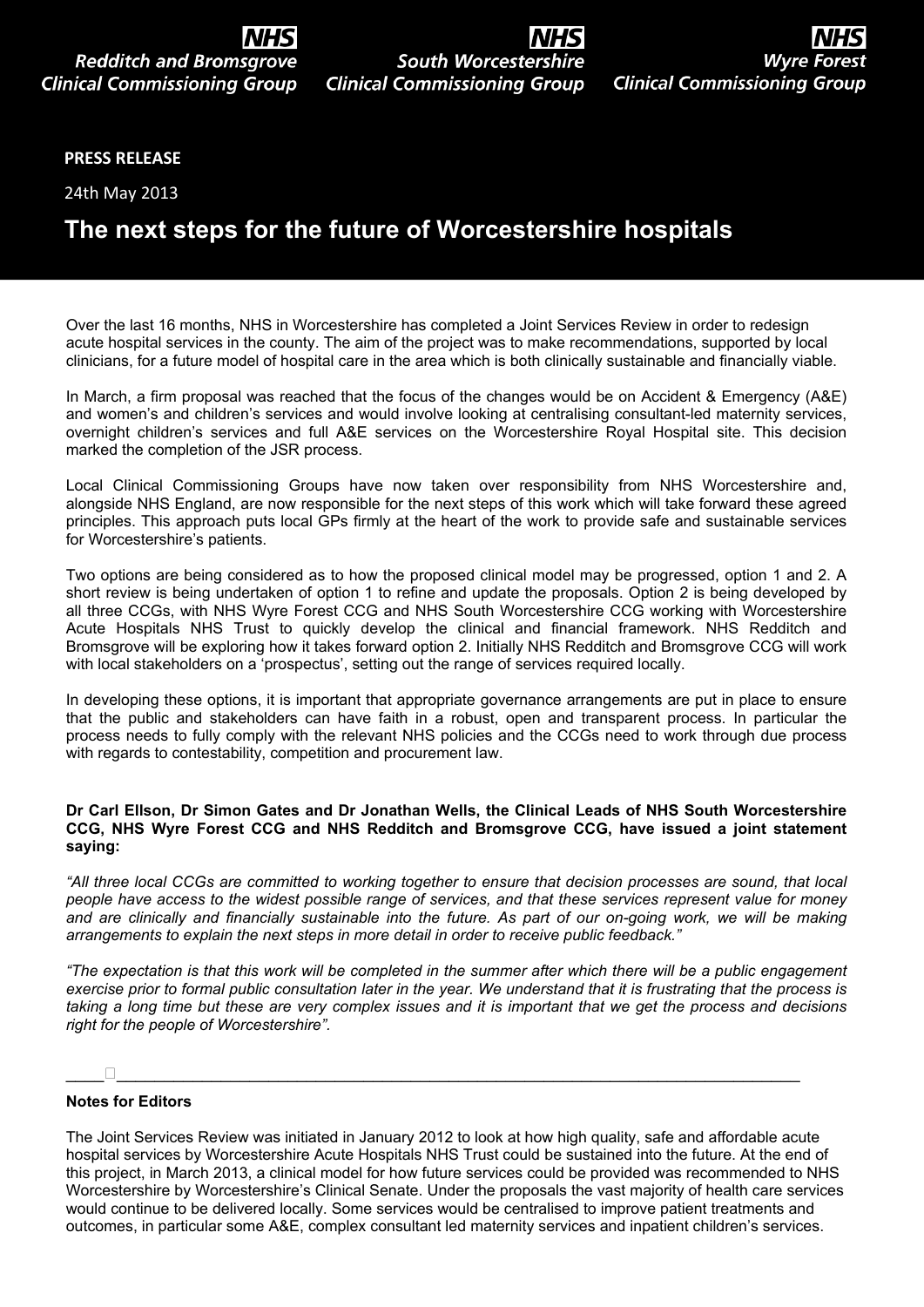**NHS** Redditch and Bromsgrove Clinical Commissioning Group

**NHS** South Worcestershire Clinical Commissioning Group

**NHS** Wyre Forest Clinical Commissioning Group

**PRESS RELEASE**

24th May 2013

# The next steps for the future of Worcestershire hospitals

Over the last 16 months, NHS in Worcestershire has completed a Joint Services Review in order to redesign acute hospital services in the county. The aim of the project was to make recommendations, supported by local clinicians, for a future model of hospital care in the area which is both clinically sustainable and financially viable.

In March, a firm proposal was reached that the focus of the changes would be on Accident & Emergency (A&E) and women's and children's services and would involve looking at centralising consultant-led maternity services, overnight children's services and full A&E services on the Worcestershire Royal Hospital site. This decision marked the completion of the JSR process.

Local Clinical Commissioning Groups have now taken over responsibility from NHS Worcestershire and, alongside NHS England, are now responsible for the next steps of this work which will take forward these agreed principles. This approach puts local GPs firmly at the heart of the work to provide safe and sustainable services for Worcestershire's patients.

Two options are being considered as to how the proposed clinical model may be progressed, option 1 and 2. A short review is being undertaken of option 1 to refine and update the proposals. Option 2 is being developed by all three CCGs, with NHS Wyre Forest CCG and NHS South Worcestershire CCG working with Worcestershire Acute Hospitals NHS Trust to quickly develop the clinical and financial framework. NHS Redditch and Bromsgrove will be exploring how it takes forward option 2. Initially NHS Redditch and Bromsgrove CCG will work with local stakeholders on a 'prospectus', setting out the range of services required locally.

In developing these options, it is important that appropriate governance arrangements are put in place to ensure that the public and stakeholders can have faith in a robust, open and transparent process. In particular the process needs to fully comply with the relevant NHS policies and the CCGs need to work through due process with regards to contestability, competition and procurement law.

**Dr Carl Ellson, Dr Simon Gates and Dr Jonathan Wells, the Clinical Leads of NHS South Worcestershire CCG, NHS Wyre Forest CCG and NHS Redditch and Bromsgrove CCG, have issued a joint statement saying:**

*"All three local CCGs are committed to working together to ensure that decision processes are sound, that local people have access to the widest possible range of services, and that these services represent value for money and are clinically and financially sustainable into the future. As part of our on-going work, we will be making arrangements to explain the next steps in more detail in order to receive public feedback."*

*"The expectation is that this work will be completed in the summer after which there will be a public engagement exercise prior to formal public consultation later in the year. We understand that it is frustrating that the process is taking a long time but these are very complex issues and it is important that we get the process and decisions right for the people of Worcestershire".*

---

**Notes for Editors**

The Joint Services Review was initiated in January 2012 to look at how high quality, safe and affordable acute hospital services by Worcestershire Acute Hospitals NHS Trust could be sustained into the future. At the end of this project, in March 2013, a clinical model for how future services could be provided was recommended to NHS Worcestershire by Worcestershire's Clinical Senate. Under the proposals the vast majority of health care services would continue to be delivered locally. Some services would be centralised to improve patient treatments and outcomes, in particular some A&E, complex consultant led maternity services and inpatient children's services.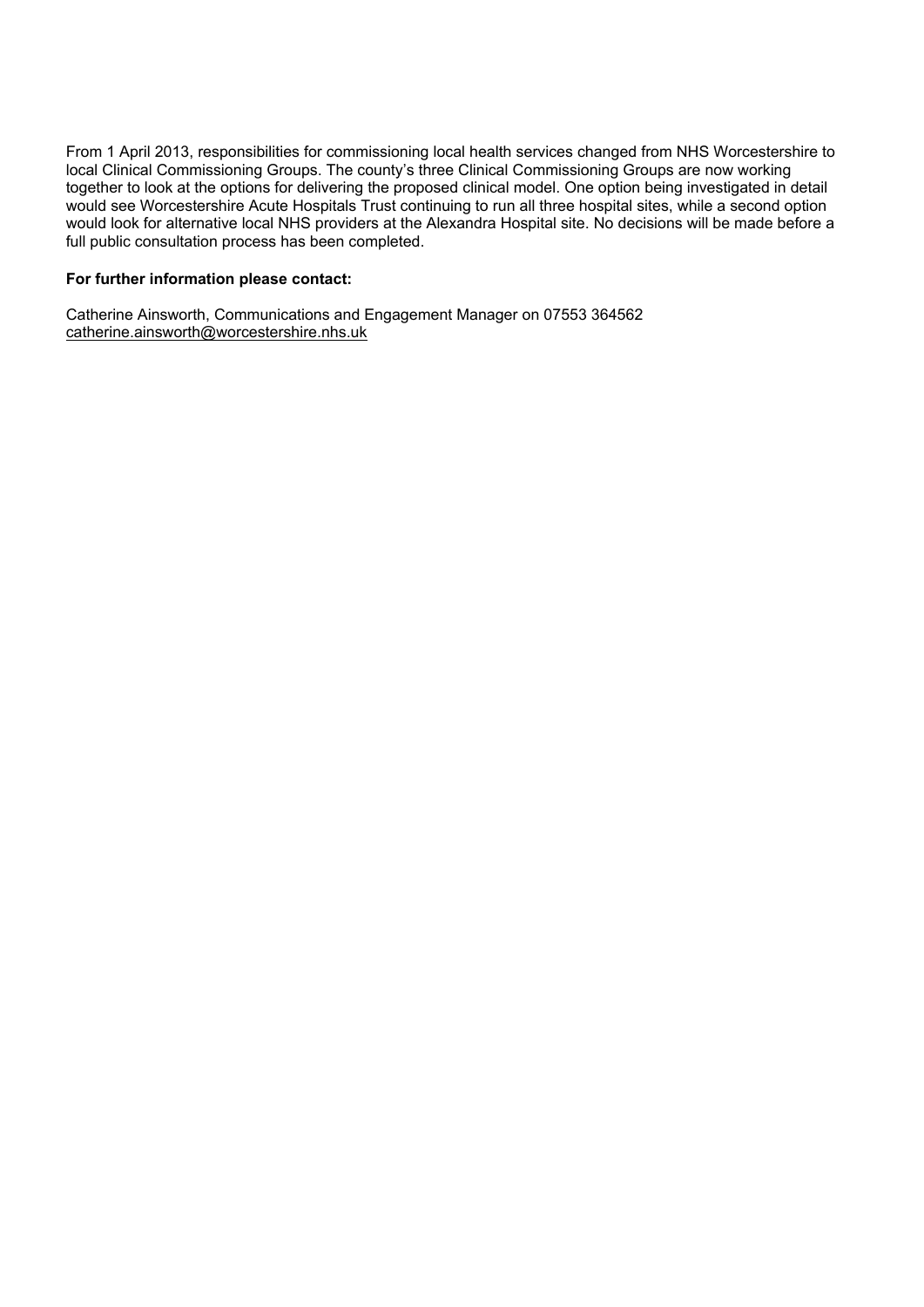From 1 April 2013, responsibilities for commissioning local health services changed from NHS Worcestershire to local Clinical Commissioning Groups. The county's three Clinical Commissioning Groups are now working together to look at the options for delivering the proposed clinical model. One option being investigated in detail would see Worcestershire Acute Hospitals Trust continuing to run all three hospital sites, while a second option would look for alternative local NHS providers at the Alexandra Hospital site. No decisions will be made before a full public consultation process has been completed.

**For further information please contact:**

Catherine Ainsworth, Communications and Engagement Manager on 07553 364562
catherine.ainsworth@worcestershire.nhs.uk